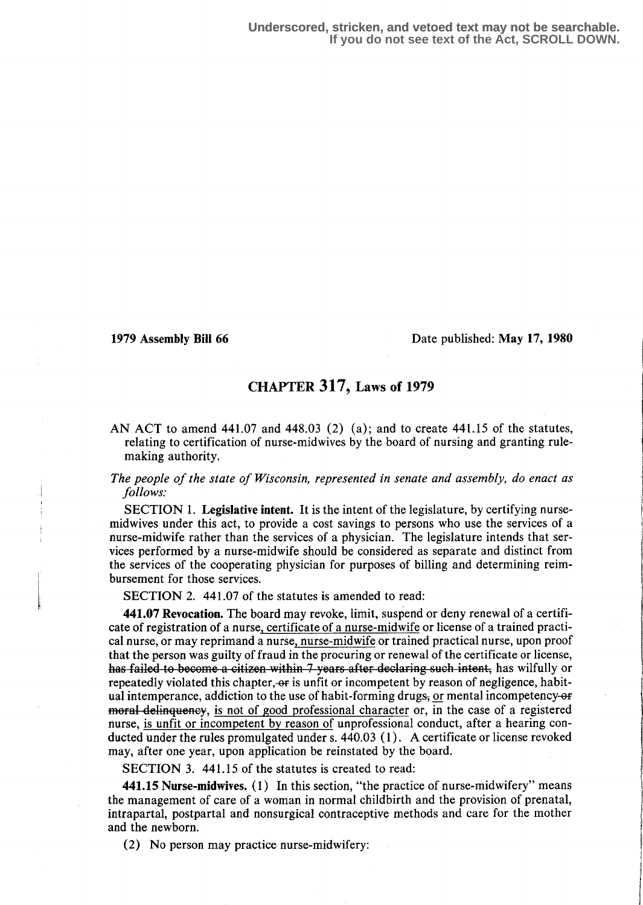Underscored, stricken, and vetoed text may not be searchable.
If you do not see text of the Act, SCROLL DOWN.

**1979 Assembly Bill 66** Date published: **May 17, 1980**

## CHAPTER 317, Laws of 1979

AN ACT to amend 441.07 and 448.03 (2) (a); and to create 441.15 of the statutes, relating to certification of nurse-midwives by the board of nursing and granting rule-making authority.

*The people of the state of Wisconsin, represented in senate and assembly, do enact as follows:*

SECTION 1. **Legislative intent.** It is the intent of the legislature, by certifying nurse-midwives under this act, to provide a cost savings to persons who use the services of a nurse-midwife rather than the services of a physician. The legislature intends that services performed by a nurse-midwife should be considered as separate and distinct from the services of the cooperating physician for purposes of billing and determining reimbursement for those services.

SECTION 2. 441.07 of the statutes is amended to read:

**441.07 Revocation.** The board may revoke, limit, suspend or deny renewal of a certificate of registration of a nurse, certificate of a nurse-midwife or license of a trained practical nurse, or may reprimand a nurse, nurse-midwife or trained practical nurse, upon proof that the person was guilty of fraud in the procuring or renewal of the certificate or license, ~~has failed to become a citizen within 7 years after declaring such intent,~~ has wilfully or repeatedly violated this chapter, ~~or~~ is unfit or incompetent by reason of negligence, habitual intemperance, addiction to the use of habit-forming drugs~~,~~ or mental incompetency ~~or moral delinquency~~, is not of good professional character or, in the case of a registered nurse, is unfit or incompetent by reason of unprofessional conduct, after a hearing conducted under the rules promulgated under s. 440.03 (1). A certificate or license revoked may, after one year, upon application be reinstated by the board.

SECTION 3. 441.15 of the statutes is created to read:

**441.15 Nurse-midwives.** (1) In this section, "the practice of nurse-midwifery" means the management of care of a woman in normal childbirth and the provision of prenatal, intrapartal, postpartal and nonsurgical contraceptive methods and care for the mother and the newborn.

(2) No person may practice nurse-midwifery: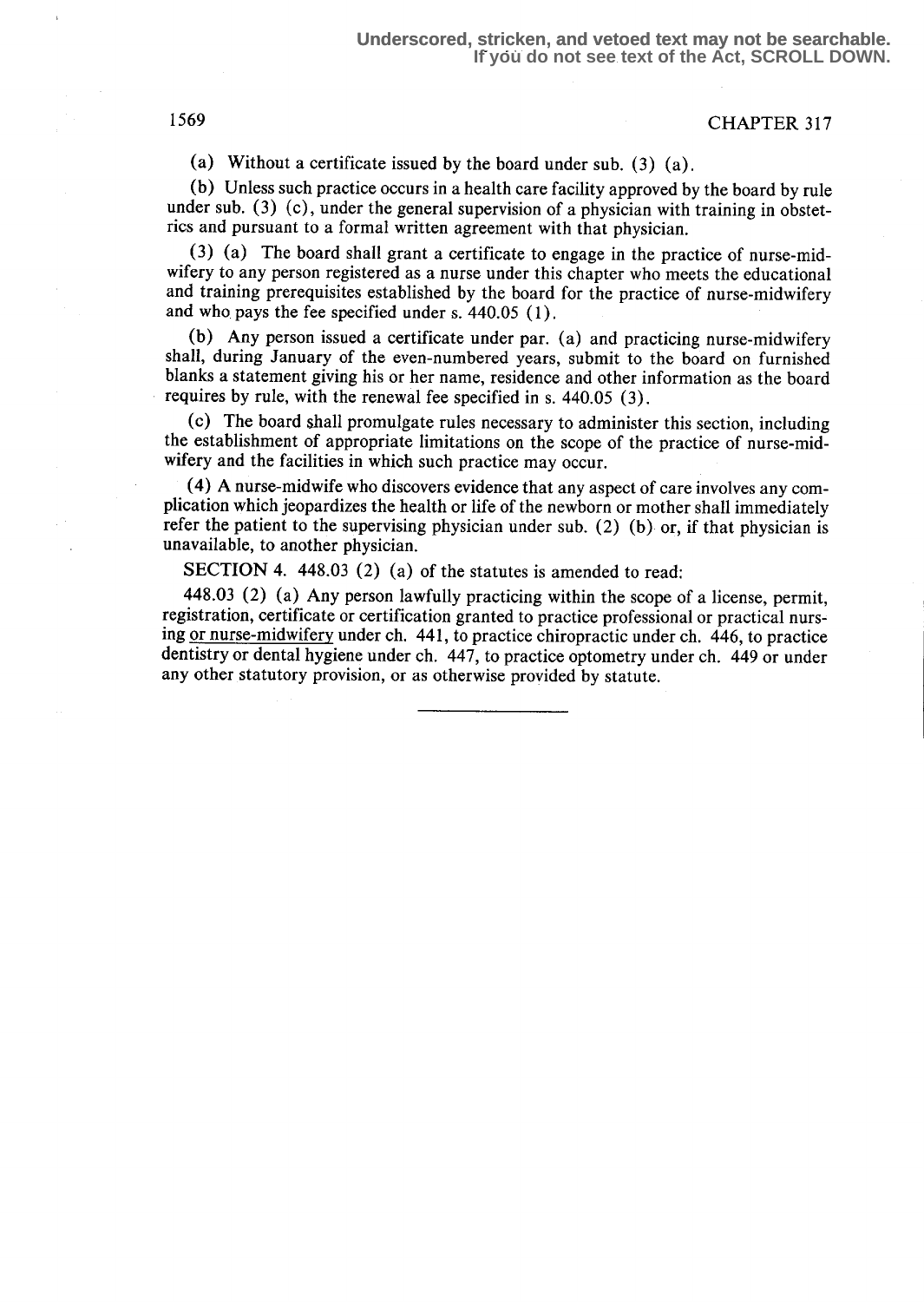(a) Without a certificate issued by the board under sub. (3) (a).

(b) Unless such practice occurs in a health care facility approved by the board by rule under sub. (3) (c), under the general supervision of a physician with training in obstetrics and pursuant to a formal written agreement with that physician.

(3) (a) The board shall grant a certificate to engage in the practice of nurse-midwifery to any person registered as a nurse under this chapter who meets the educational and training prerequisites established by the board for the practice of nurse-midwifery and who pays the fee specified under s. 440.05 (1).

(b) Any person issued a certificate under par. (a) and practicing nurse-midwifery shall, during January of the even-numbered years, submit to the board on furnished blanks a statement giving his or her name, residence and other information as the board requires by rule, with the renewal fee specified in s. 440.05 (3).

(c) The board shall promulgate rules necessary to administer this section, including the establishment of appropriate limitations on the scope of the practice of nurse-midwifery and the facilities in which such practice may occur.

(4) A nurse-midwife who discovers evidence that any aspect of care involves any complication which jeopardizes the health or life of the newborn or mother shall immediately refer the patient to the supervising physician under sub. (2) (b) or, if that physician is unavailable, to another physician.

SECTION 4. 448.03 (2) (a) of the statutes is amended to read:

448.03 (2) (a) Any person lawfully practicing within the scope of a license, permit, registration, certificate or certification granted to practice professional or practical nursing or nurse-midwifery under ch. 441, to practice chiropractic under ch. 446, to practice dentistry or dental hygiene under ch. 447, to practice optometry under ch. 449 or under any other statutory provision, or as otherwise provided by statute.